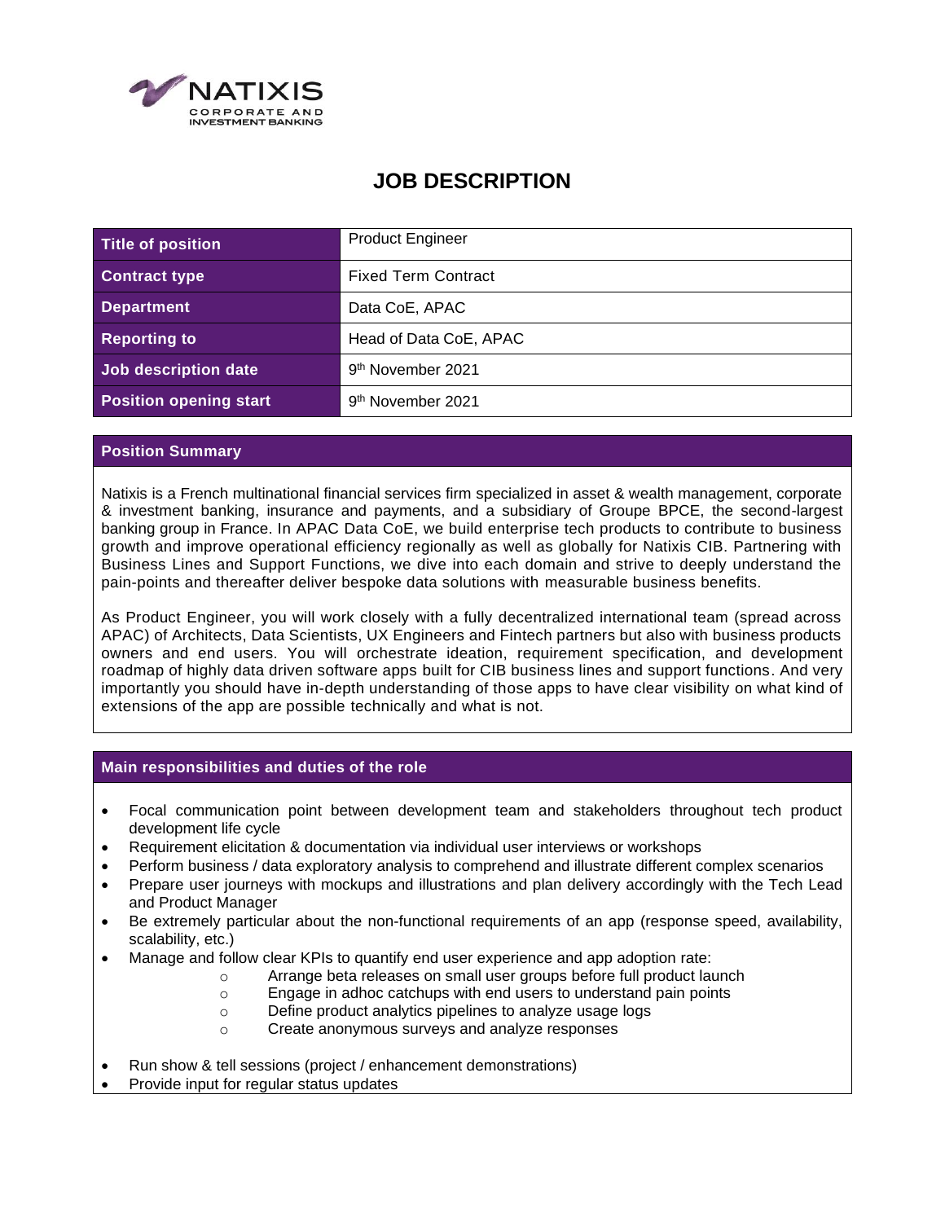# JOB DESCRIPTION

| Title of position | Product Engineer |
|---|---|
| Contract type | Fixed Term Contract |
| Department | Data CoE, APAC |
| Reporting to | Head of Data CoE, APAC |
| Job description date | 9th November 2021 |
| Position opening start | 9th November 2021 |

## Position Summary

Natixis is a French multinational financial services firm specialized in asset & wealth management, corporate & investment banking, insurance and payments, and a subsidiary of Groupe BPCE, the second-largest banking group in France. In APAC Data CoE, we build enterprise tech products to contribute to business growth and improve operational efficiency regionally as well as globally for Natixis CIB. Partnering with Business Lines and Support Functions, we dive into each domain and strive to deeply understand the pain-points and thereafter deliver bespoke data solutions with measurable business benefits.

As Product Engineer, you will work closely with a fully decentralized international team (spread across APAC) of Architects, Data Scientists, UX Engineers and Fintech partners but also with business products owners and end users. You will orchestrate ideation, requirement specification, and development roadmap of highly data driven software apps built for CIB business lines and support functions. And very importantly you should have in-depth understanding of those apps to have clear visibility on what kind of extensions of the app are possible technically and what is not.

## Main responsibilities and duties of the role

- Focal communication point between development team and stakeholders throughout tech product development life cycle
- Requirement elicitation & documentation via individual user interviews or workshops
- Perform business / data exploratory analysis to comprehend and illustrate different complex scenarios
- Prepare user journeys with mockups and illustrations and plan delivery accordingly with the Tech Lead and Product Manager
- Be extremely particular about the non-functional requirements of an app (response speed, availability, scalability, etc.)
- Manage and follow clear KPIs to quantify end user experience and app adoption rate:
  - Arrange beta releases on small user groups before full product launch
  - Engage in adhoc catchups with end users to understand pain points
  - Define product analytics pipelines to analyze usage logs
  - Create anonymous surveys and analyze responses
- Run show & tell sessions (project / enhancement demonstrations)
- Provide input for regular status updates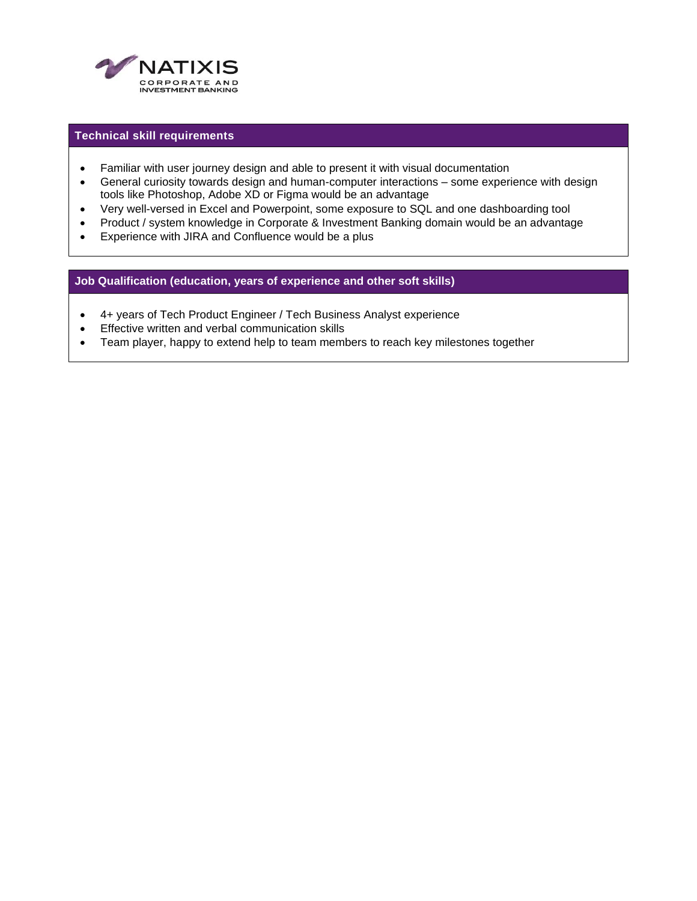## Technical skill requirements

- Familiar with user journey design and able to present it with visual documentation
- General curiosity towards design and human-computer interactions – some experience with design tools like Photoshop, Adobe XD or Figma would be an advantage
- Very well-versed in Excel and Powerpoint, some exposure to SQL and one dashboarding tool
- Product / system knowledge in Corporate & Investment Banking domain would be an advantage
- Experience with JIRA and Confluence would be a plus

## Job Qualification (education, years of experience and other soft skills)

- 4+ years of Tech Product Engineer / Tech Business Analyst experience
- Effective written and verbal communication skills
- Team player, happy to extend help to team members to reach key milestones together